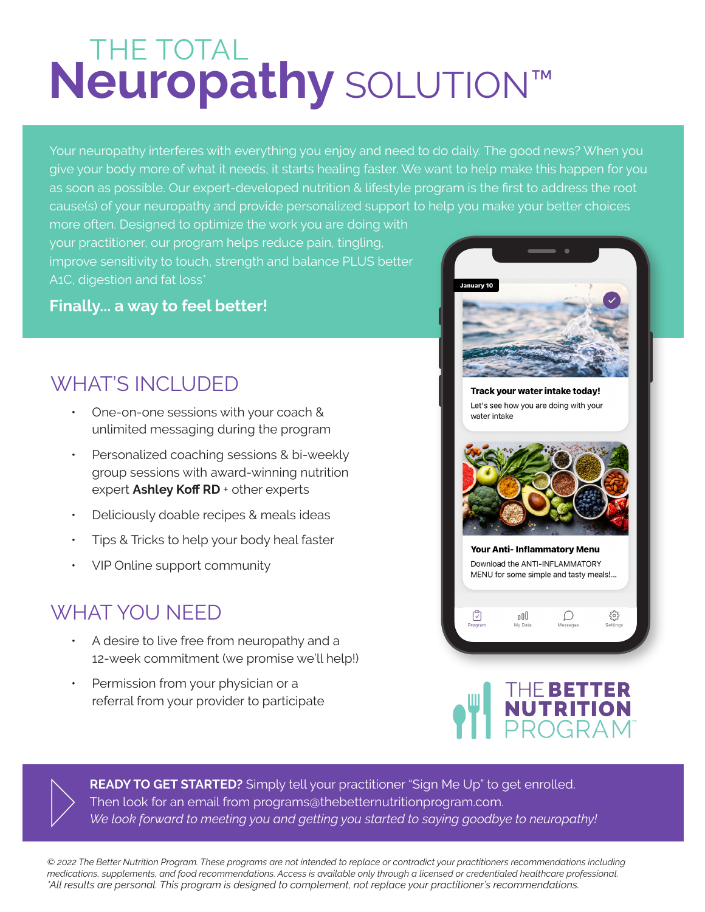# THE TOTAL Neuropathy SOLUTION™

Your neuropathy interferes with everything you enjoy and need to do daily. The good news? When you give your body more of what it needs, it starts healing faster. We want to help make this happen for you as soon as possible. Our expert-developed nutrition & lifestyle program is the first to address the root cause(s) of your neuropathy and provide personalized support to help you make your better choices more often. Designed to optimize the work you are doing with your practitioner, our program helps reduce pain, tingling, improve sensitivity to touch, strength and balance PLUS better A1C, digestion and fat loss*

**Finally... a way to feel better!**

## WHAT'S INCLUDED

- One-on-one sessions with your coach & unlimited messaging during the program
- Personalized coaching sessions & bi-weekly group sessions with award-winning nutrition expert **Ashley Koff RD** + other experts
- Deliciously doable recipes & meals ideas
- Tips & Tricks to help your body heal faster
- VIP Online support community

## WHAT YOU NEED

- A desire to live free from neuropathy and a 12-week commitment (we promise we'll help!)
- Permission from your physician or a referral from your provider to participate

January 10

**Track your water intake today!**

Let's see how you are doing with your water intake

**Your Anti- Inflammatory Menu**

Download the ANTI-INFLAMMATORY MENU for some simple and tasty meals!...

Program | My Data | Messages | Settings

THE BETTER NUTRITION PROGRAM™

**READY TO GET STARTED?** Simply tell your practitioner "Sign Me Up" to get enrolled. Then look for an email from programs@thebetternutritionprogram.com.
*We look forward to meeting you and getting you started to saying goodbye to neuropathy!*

*© 2022 The Better Nutrition Program. These programs are not intended to replace or contradict your practitioners recommendations including medications, supplements, and food recommendations. Access is available only through a licensed or credentialed healthcare professional.*
*\*All results are personal. This program is designed to complement, not replace your practitioner's recommendations.*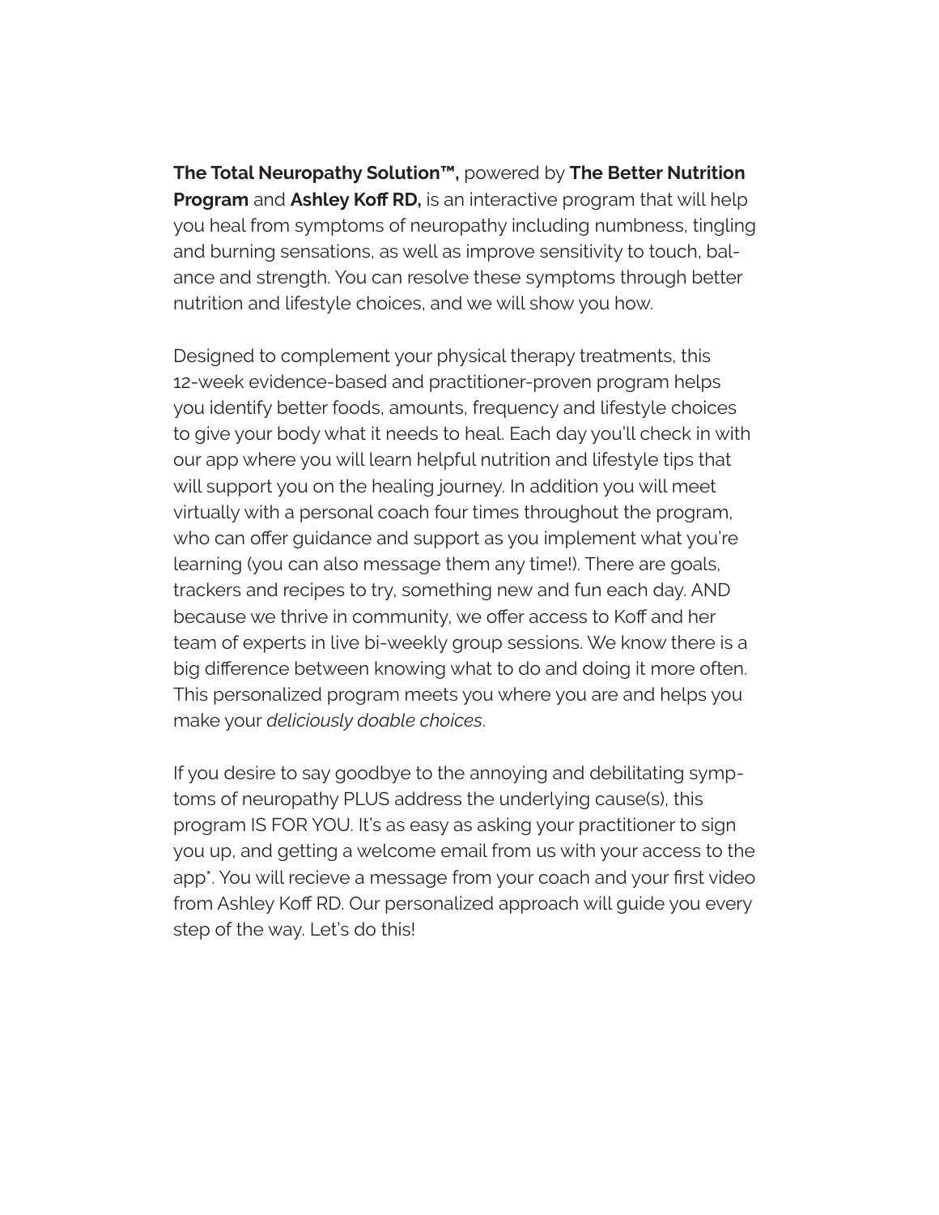**The Total Neuropathy Solution™,** powered by **The Better Nutrition Program** and **Ashley Koff RD,** is an interactive program that will help you heal from symptoms of neuropathy including numbness, tingling and burning sensations, as well as improve sensitivity to touch, balance and strength. You can resolve these symptoms through better nutrition and lifestyle choices, and we will show you how.

Designed to complement your physical therapy treatments, this 12-week evidence-based and practitioner-proven program helps you identify better foods, amounts, frequency and lifestyle choices to give your body what it needs to heal. Each day you'll check in with our app where you will learn helpful nutrition and lifestyle tips that will support you on the healing journey. In addition you will meet virtually with a personal coach four times throughout the program, who can offer guidance and support as you implement what you're learning (you can also message them any time!). There are goals, trackers and recipes to try, something new and fun each day. AND because we thrive in community, we offer access to Koff and her team of experts in live bi-weekly group sessions. We know there is a big difference between knowing what to do and doing it more often. This personalized program meets you where you are and helps you make your *deliciously doable choices*.

If you desire to say goodbye to the annoying and debilitating symptoms of neuropathy PLUS address the underlying cause(s), this program IS FOR YOU. It's as easy as asking your practitioner to sign you up, and getting a welcome email from us with your access to the app*. You will recieve a message from your coach and your first video from Ashley Koff RD. Our personalized approach will guide you every step of the way. Let's do this!